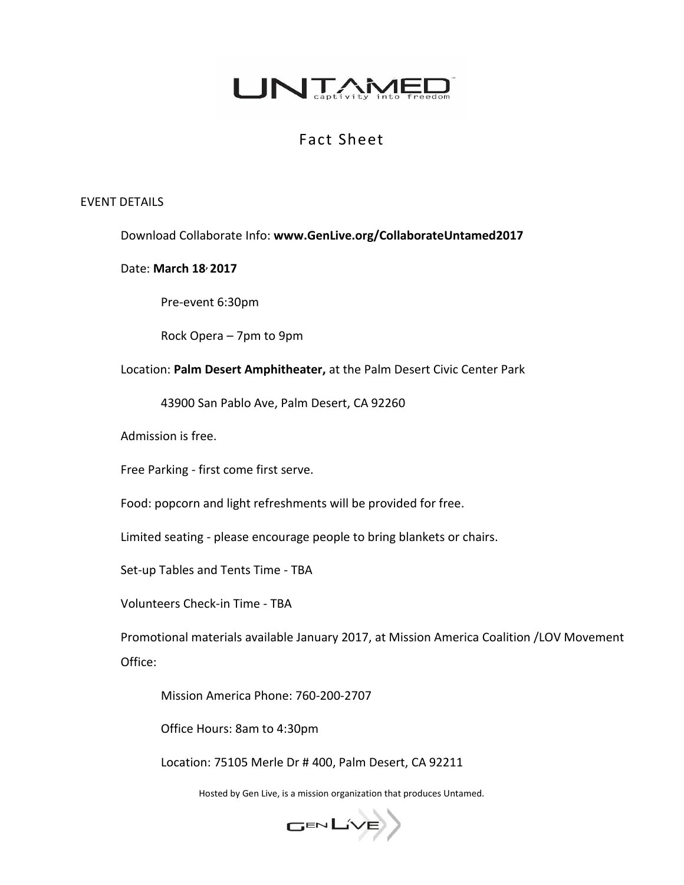# UNTAMED

captivity into freedom

## Fact Sheet

EVENT DETAILS

Download Collaborate Info: **www.GenLive.org/CollaborateUntamed2017**

Date: **March 18, 2017**

Pre-event 6:30pm

Rock Opera – 7pm to 9pm

Location: **Palm Desert Amphitheater,** at the Palm Desert Civic Center Park

43900 San Pablo Ave, Palm Desert, CA 92260

Admission is free.

Free Parking - first come first serve.

Food: popcorn and light refreshments will be provided for free.

Limited seating - please encourage people to bring blankets or chairs.

Set-up Tables and Tents Time - TBA

Volunteers Check-in Time - TBA

Promotional materials available January 2017, at Mission America Coalition /LOV Movement Office:

Mission America Phone: 760-200-2707

Office Hours: 8am to 4:30pm

Location: 75105 Merle Dr # 400, Palm Desert, CA 92211

Hosted by Gen Live, is a mission organization that produces Untamed.

GEN LIVE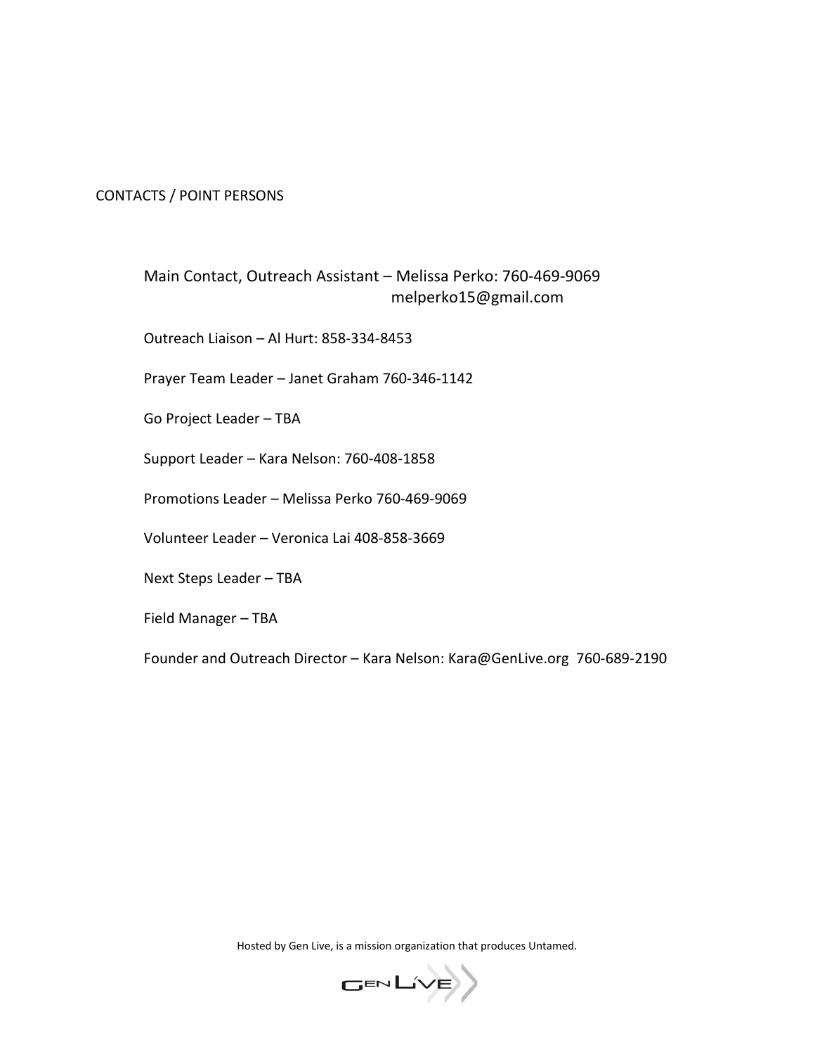CONTACTS / POINT PERSONS

Main Contact, Outreach Assistant – Melissa Perko: 760-469-9069
melperko15@gmail.com

Outreach Liaison – Al Hurt: 858-334-8453

Prayer Team Leader – Janet Graham 760-346-1142

Go Project Leader – TBA

Support Leader – Kara Nelson: 760-408-1858

Promotions Leader – Melissa Perko 760-469-9069

Volunteer Leader – Veronica Lai 408-858-3669

Next Steps Leader – TBA

Field Manager – TBA

Founder and Outreach Director – Kara Nelson: Kara@GenLive.org 760-689-2190

Hosted by Gen Live, is a mission organization that produces Untamed.

GEN LIVE